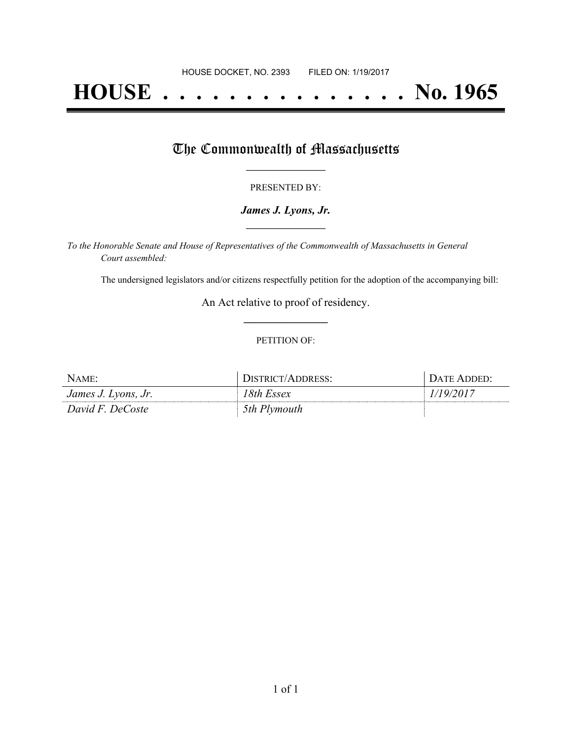HOUSE DOCKET, NO. 2393        FILED ON: 1/19/2017

# HOUSE . . . . . . . . . . . . . . . No. 1965

## The Commonwealth of Massachusetts

PRESENTED BY:

***James J. Lyons, Jr.***

*To the Honorable Senate and House of Representatives of the Commonwealth of Massachusetts in General Court assembled:*

The undersigned legislators and/or citizens respectfully petition for the adoption of the accompanying bill:

An Act relative to proof of residency.

PETITION OF:

| NAME: | DISTRICT/ADDRESS: | DATE ADDED: |
| --- | --- | --- |
| *James J. Lyons, Jr.* | *18th Essex* | *1/19/2017* |
| *David F. DeCoste* | *5th Plymouth* | |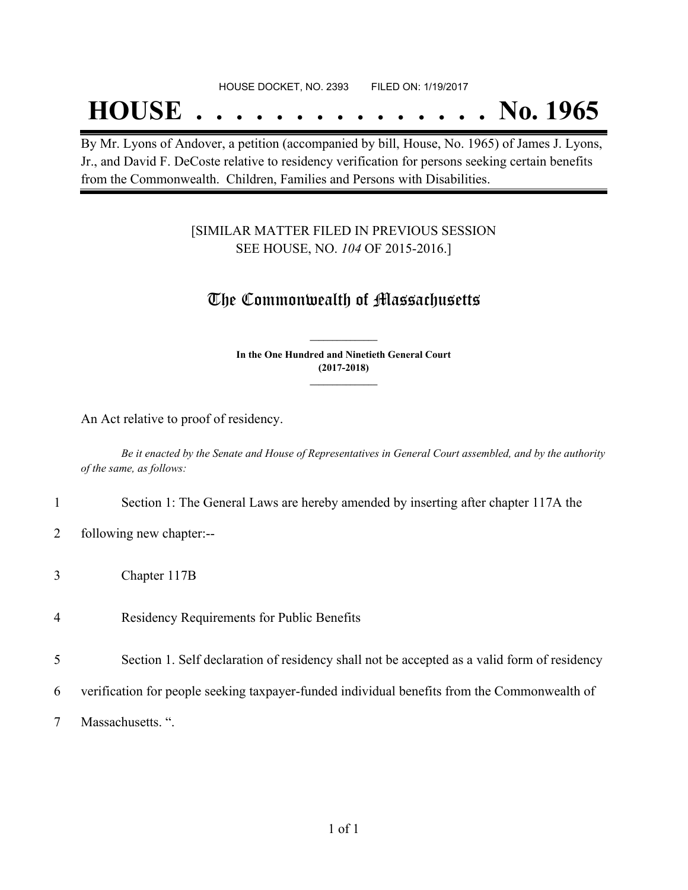HOUSE DOCKET, NO. 2393 FILED ON: 1/19/2017

# HOUSE . . . . . . . . . . . . . . . No. 1965

By Mr. Lyons of Andover, a petition (accompanied by bill, House, No. 1965) of James J. Lyons, Jr., and David F. DeCoste relative to residency verification for persons seeking certain benefits from the Commonwealth. Children, Families and Persons with Disabilities.

[SIMILAR MATTER FILED IN PREVIOUS SESSION SEE HOUSE, NO. *104* OF 2015-2016.]

## The Commonwealth of Massachusetts

**In the One Hundred and Ninetieth General Court (2017-2018)**

An Act relative to proof of residency.

*Be it enacted by the Senate and House of Representatives in General Court assembled, and by the authority of the same, as follows:*

1 Section 1: The General Laws are hereby amended by inserting after chapter 117A the
2 following new chapter:--

3 Chapter 117B

4 Residency Requirements for Public Benefits

5 Section 1. Self declaration of residency shall not be accepted as a valid form of residency
6 verification for people seeking taxpayer-funded individual benefits from the Commonwealth of
7 Massachusetts. ".